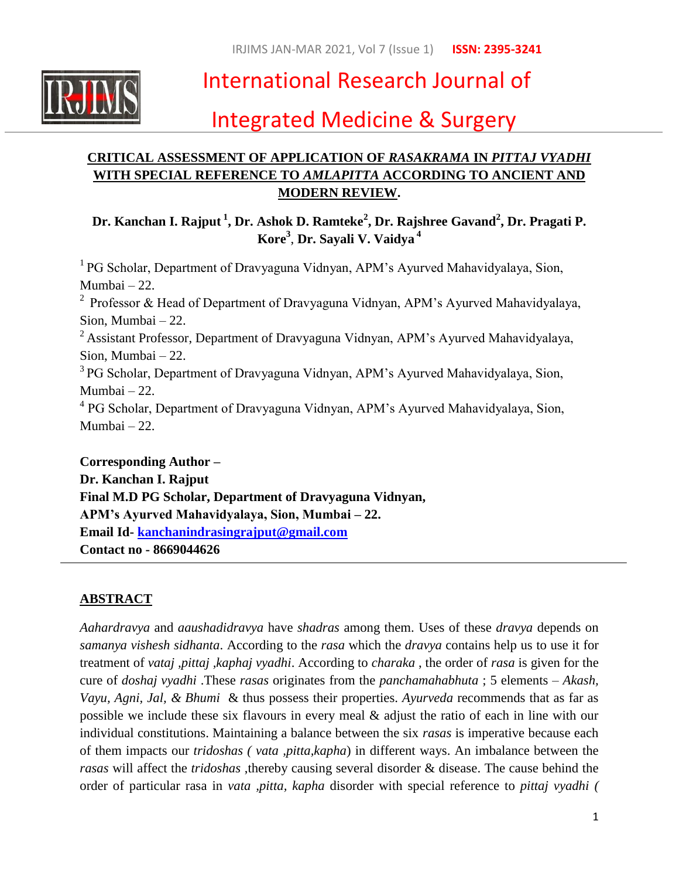# International Research Journal of Integrated Medicine & Surgery

## CRITICAL ASSESSMENT OF APPLICATION OF *RASAKRAMA* IN *PITTAJ VYADHI* WITH SPECIAL REFERENCE TO *AMLAPITTA* ACCORDING TO ANCIENT AND MODERN REVIEW.

**Dr. Kanchan I. Rajput [1], Dr. Ashok D. Ramteke[2], Dr. Rajshree Gavand[2], Dr. Pragati P. Kore[3], Dr. Sayali V. Vaidya [4]**

[1] PG Scholar, Department of Dravyaguna Vidnyan, APM's Ayurved Mahavidyalaya, Sion, Mumbai – 22.

[2] Professor & Head of Department of Dravyaguna Vidnyan, APM's Ayurved Mahavidyalaya, Sion, Mumbai – 22.

[2] Assistant Professor, Department of Dravyaguna Vidnyan, APM's Ayurved Mahavidyalaya, Sion, Mumbai – 22.

[3] PG Scholar, Department of Dravyaguna Vidnyan, APM's Ayurved Mahavidyalaya, Sion, Mumbai – 22.

[4] PG Scholar, Department of Dravyaguna Vidnyan, APM's Ayurved Mahavidyalaya, Sion, Mumbai – 22.

**Corresponding Author –**
**Dr. Kanchan I. Rajput**
**Final M.D PG Scholar, Department of Dravyaguna Vidnyan,**
**APM's Ayurved Mahavidyalaya, Sion, Mumbai – 22.**
**Email Id- kanchanindrasingrajput@gmail.com**
**Contact no - 8669044626**

---

## ABSTRACT

*Aahardravya* and *aaushadidravya* have *shadras* among them. Uses of these *dravya* depends on *samanya vishesh sidhanta*. According to the *rasa* which the *dravya* contains help us to use it for treatment of *vataj ,pittaj ,kaphaj vyadhi*. According to *charaka* , the order of *rasa* is given for the cure of *doshaj vyadhi* .These *rasas* originates from the *panchamahabhuta* ; 5 elements – *Akash, Vayu, Agni, Jal, & Bhumi* & thus possess their properties. *Ayurveda* recommends that as far as possible we include these six flavours in every meal & adjust the ratio of each in line with our individual constitutions. Maintaining a balance between the six *rasas* is imperative because each of them impacts our *tridoshas ( vata ,pitta,kapha*) in different ways. An imbalance between the *rasas* will affect the *tridoshas* ,thereby causing several disorder & disease. The cause behind the order of particular rasa in *vata ,pitta, kapha* disorder with special reference to *pittaj vyadhi (*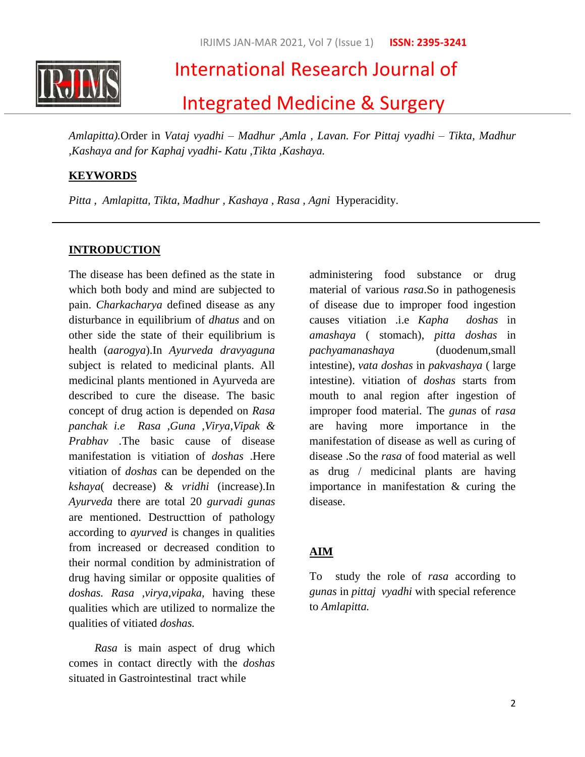*Amlapitta).*Order in *Vataj vyadhi – Madhur ,Amla , Lavan. For Pittaj vyadhi – Tikta, Madhur ,Kashaya and for Kaphaj vyadhi- Katu ,Tikta ,Kashaya.*

**KEYWORDS**

*Pitta , Amlapitta, Tikta, Madhur , Kashaya , Rasa , Agni* Hyperacidity.

## INTRODUCTION

The disease has been defined as the state in which both body and mind are subjected to pain. *Charkacharya* defined disease as any disturbance in equilibrium of *dhatus* and on other side the state of their equilibrium is health (*aarogya*).In *Ayurveda dravyaguna* subject is related to medicinal plants. All medicinal plants mentioned in Ayurveda are described to cure the disease. The basic concept of drug action is depended on *Rasa panchak i.e Rasa ,Guna ,Virya,Vipak & Prabhav* .The basic cause of disease manifestation is vitiation of *doshas* .Here vitiation of *doshas* can be depended on the *kshaya*( decrease) & *vridhi* (increase).In *Ayurveda* there are total 20 *gurvadi gunas* are mentioned. Destructtion of pathology according to *ayurved* is changes in qualities from increased or decreased condition to their normal condition by administration of drug having similar or opposite qualities of *doshas. Rasa ,virya,vipaka,* having these qualities which are utilized to normalize the qualities of vitiated *doshas.*

*Rasa* is main aspect of drug which comes in contact directly with the *doshas* situated in Gastrointestinal tract while administering food substance or drug material of various *rasa*.So in pathogenesis of disease due to improper food ingestion causes vitiation .i.e *Kapha doshas* in *amashaya* ( stomach), *pitta doshas* in *pachyamanashaya* (duodenum,small intestine), *vata doshas* in *pakvashaya* ( large intestine). vitiation of *doshas* starts from mouth to anal region after ingestion of improper food material. The *gunas* of *rasa* are having more importance in the manifestation of disease as well as curing of disease .So the *rasa* of food material as well as drug / medicinal plants are having importance in manifestation & curing the disease.

## AIM

To study the role of *rasa* according to *gunas* in *pittaj vyadhi* with special reference to *Amlapitta.*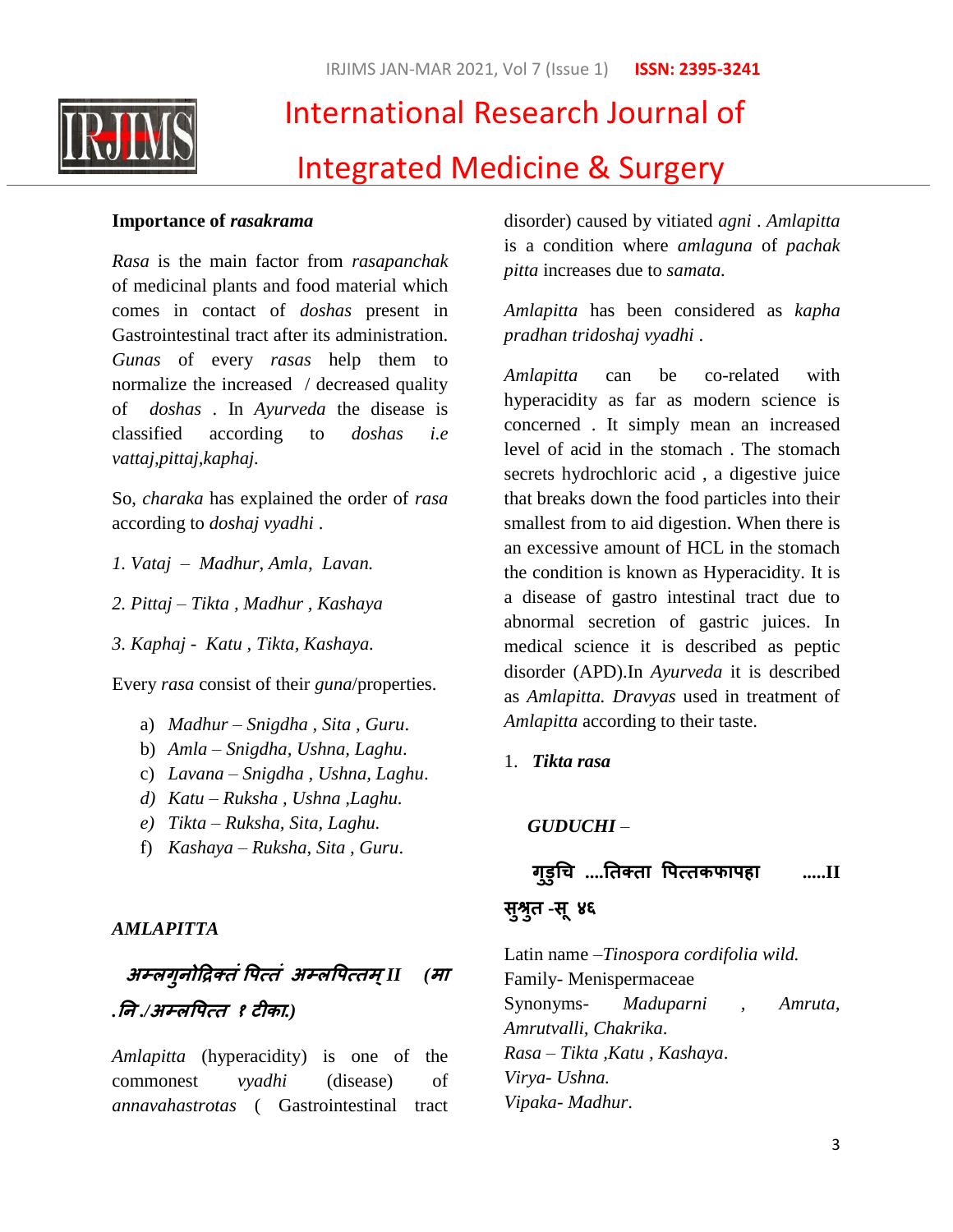**Importance of *rasakrama***

*Rasa* is the main factor from *rasapanchak* of medicinal plants and food material which comes in contact of *doshas* present in Gastrointestinal tract after its administration. *Gunas* of every *rasas* help them to normalize the increased / decreased quality of *doshas* . In *Ayurveda* the disease is classified according to *doshas i.e vattaj,pittaj,kaphaj.*

So, *charaka* has explained the order of *rasa* according to *doshaj vyadhi* .

1. *Vataj – Madhur, Amla, Lavan.*
2. *Pittaj – Tikta , Madhur , Kashaya*
3. *Kaphaj - Katu , Tikta, Kashaya.*

Every *rasa* consist of their *guna*/properties.

a) *Madhur – Snigdha , Sita , Guru*.
b) *Amla – Snigdha, Ushna, Laghu*.
c) *Lavana – Snigdha , Ushna, Laghu*.
d) *Katu – Ruksha , Ushna ,Laghu.*
e) *Tikta – Ruksha, Sita, Laghu.*
f) *Kashaya – Ruksha, Sita , Guru*.

***AMLAPITTA***

***अम्लगुनोद्रिक्तं पित्तं अम्लपित्तम् II (मा .नि./अम्लपित्त १ टीका.)***

*Amlapitta* (hyperacidity) is one of the commonest *vyadhi* (disease) of *annavahastrotas* ( Gastrointestinal tract disorder) caused by vitiated *agni* . *Amlapitta* is a condition where *amlaguna* of *pachak pitta* increases due to *samata.*

*Amlapitta* has been considered as *kapha pradhan tridoshaj vyadhi* .

*Amlapitta* can be co-related with hyperacidity as far as modern science is concerned . It simply mean an increased level of acid in the stomach . The stomach secrets hydrochloric acid , a digestive juice that breaks down the food particles into their smallest from to aid digestion. When there is an excessive amount of HCL in the stomach the condition is known as Hyperacidity. It is a disease of gastro intestinal tract due to abnormal secretion of gastric juices. In medical science it is described as peptic disorder (APD).In *Ayurveda* it is described as *Amlapitta. Dravyas* used in treatment of *Amlapitta* according to their taste.

1. ***Tikta rasa***

***GUDUCHI*** –

**गुडुचि ....तिक्ता पित्तकफापहा .....II सुश्रुत -सू ४६**

Latin name –*Tinospora cordifolia wild.*
Family- Menispermaceae
Synonyms- *Maduparni* , *Amruta, Amrutvalli, Chakrika*.
*Rasa – Tikta ,Katu , Kashaya*.
*Virya- Ushna.*
*Vipaka- Madhur*.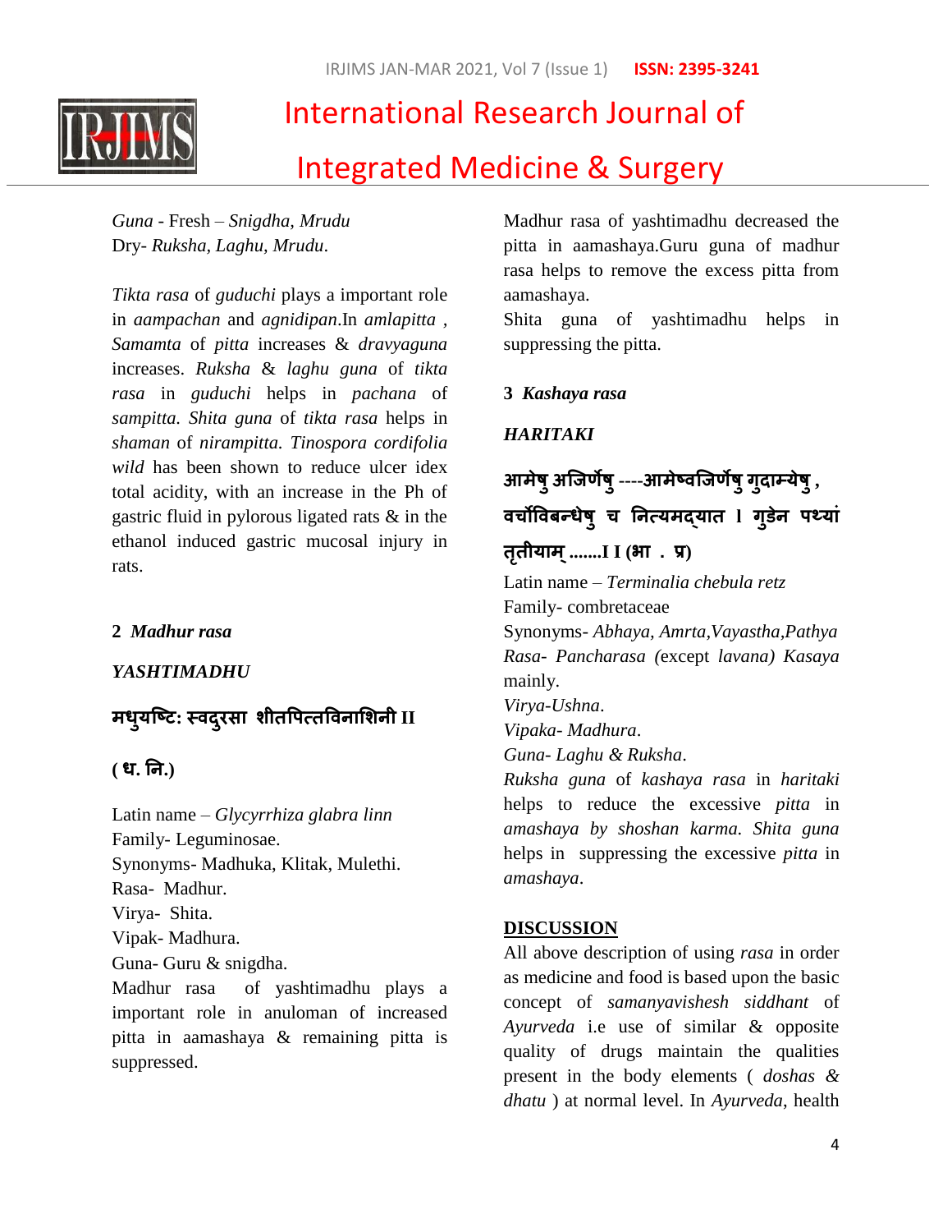*Guna* - Fresh – *Snigdha, Mrudu*
Dry- *Ruksha, Laghu, Mrudu*.

*Tikta rasa* of *guduchi* plays a important role in *aampachan* and *agnidipan*.In *amlapitta* , *Samamta* of *pitta* increases & *dravyaguna* increases. *Ruksha* & *laghu guna* of *tikta rasa* in *guduchi* helps in *pachana* of *sampitta. Shita guna* of *tikta rasa* helps in *shaman* of *nirampitta. Tinospora cordifolia wild* has been shown to reduce ulcer idex total acidity, with an increase in the Ph of gastric fluid in pylorous ligated rats & in the ethanol induced gastric mucosal injury in rats.

**2 *Madhur rasa***

***YASHTIMADHU***

**मधुयष्टिः स्वदुरसा शीतपित्तविनाशिनी II**

**( ध. नि.)**

Latin name – *Glycyrrhiza glabra linn*
Family- Leguminosae.
Synonyms- Madhuka, Klitak, Mulethi.
Rasa- Madhur.
Virya- Shita.
Vipak- Madhura.
Guna- Guru & snigdha.
Madhur rasa of yashtimadhu plays a important role in anuloman of increased pitta in aamashaya & remaining pitta is suppressed.

Madhur rasa of yashtimadhu decreased the pitta in aamashaya.Guru guna of madhur rasa helps to remove the excess pitta from aamashaya.
Shita guna of yashtimadhu helps in suppressing the pitta.

**3 *Kashaya rasa***

***HARITAKI***

**आमेषु अजिर्णेषु ----आमेष्वजिर्णेषु गुदाम्येषु , वर्चोविबन्धेषु च नित्यमद्यात l गुडेन पथ्यां तृतीयाम् .......I I (भा . प्र)**

Latin name – *Terminalia chebula retz*
Family- combretaceae
Synonyms- *Abhaya, Amrta,Vayastha,Pathya*
*Rasa- Pancharasa (*except *lavana) Kasaya* mainly.
*Virya-Ushna*.
*Vipaka- Madhura*.
*Guna- Laghu & Ruksha*.
*Ruksha guna* of *kashaya rasa* in *haritaki* helps to reduce the excessive *pitta* in *amashaya by shoshan karma. Shita guna* helps in suppressing the excessive *pitta* in *amashaya*.

## DISCUSSION

All above description of using *rasa* in order as medicine and food is based upon the basic concept of *samanyavishesh siddhant* of *Ayurveda* i.e use of similar & opposite quality of drugs maintain the qualities present in the body elements ( *doshas & dhatu* ) at normal level. In *Ayurveda*, health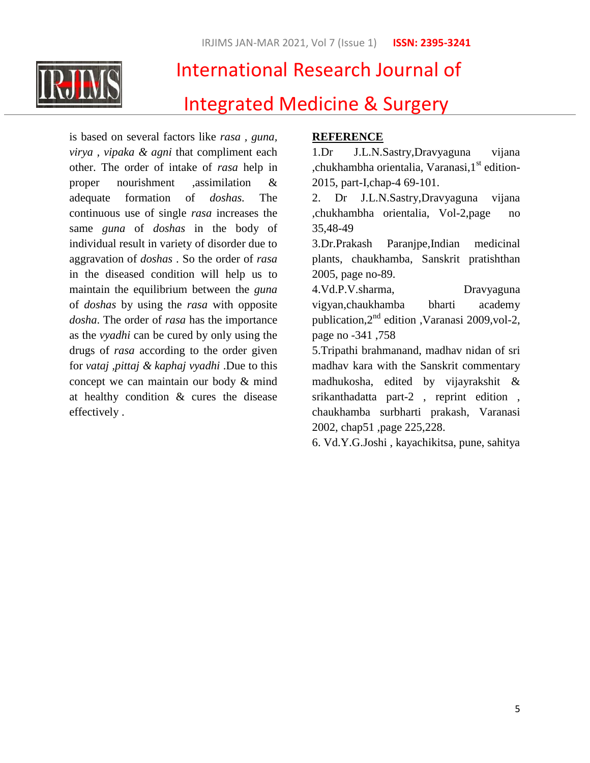is based on several factors like *rasa* , *guna, virya* , *vipaka & agni* that compliment each other. The order of intake of *rasa* help in proper nourishment ,assimilation & adequate formation of *doshas.* The continuous use of single *rasa* increases the same *guna* of *doshas* in the body of individual result in variety of disorder due to aggravation of *doshas* . So the order of *rasa* in the diseased condition will help us to maintain the equilibrium between the *guna* of *doshas* by using the *rasa* with opposite *dosha*. The order of *rasa* has the importance as the *vyadhi* can be cured by only using the drugs of *rasa* according to the order given for *vataj ,pittaj & kaphaj vyadhi* .Due to this concept we can maintain our body & mind at healthy condition & cures the disease effectively .

## REFERENCE

1.Dr J.L.N.Sastry,Dravyaguna vijana ,chukhambha orientalia, Varanasi,1st edition-2015, part-I,chap-4 69-101.

2. Dr J.L.N.Sastry,Dravyaguna vijana ,chukhambha orientalia, Vol-2,page no 35,48-49

3.Dr.Prakash Paranjpe,Indian medicinal plants, chaukhamba, Sanskrit pratishthan 2005, page no-89.

4.Vd.P.V.sharma, Dravyaguna vigyan,chaukhamba bharti academy publication,2nd edition ,Varanasi 2009,vol-2, page no -341 ,758

5.Tripathi brahmanand, madhav nidan of sri madhav kara with the Sanskrit commentary madhukosha, edited by vijayrakshit & srikanthadatta part-2 , reprint edition , chaukhamba surbharti prakash, Varanasi 2002, chap51 ,page 225,228.

6. Vd.Y.G.Joshi , kayachikitsa, pune, sahitya